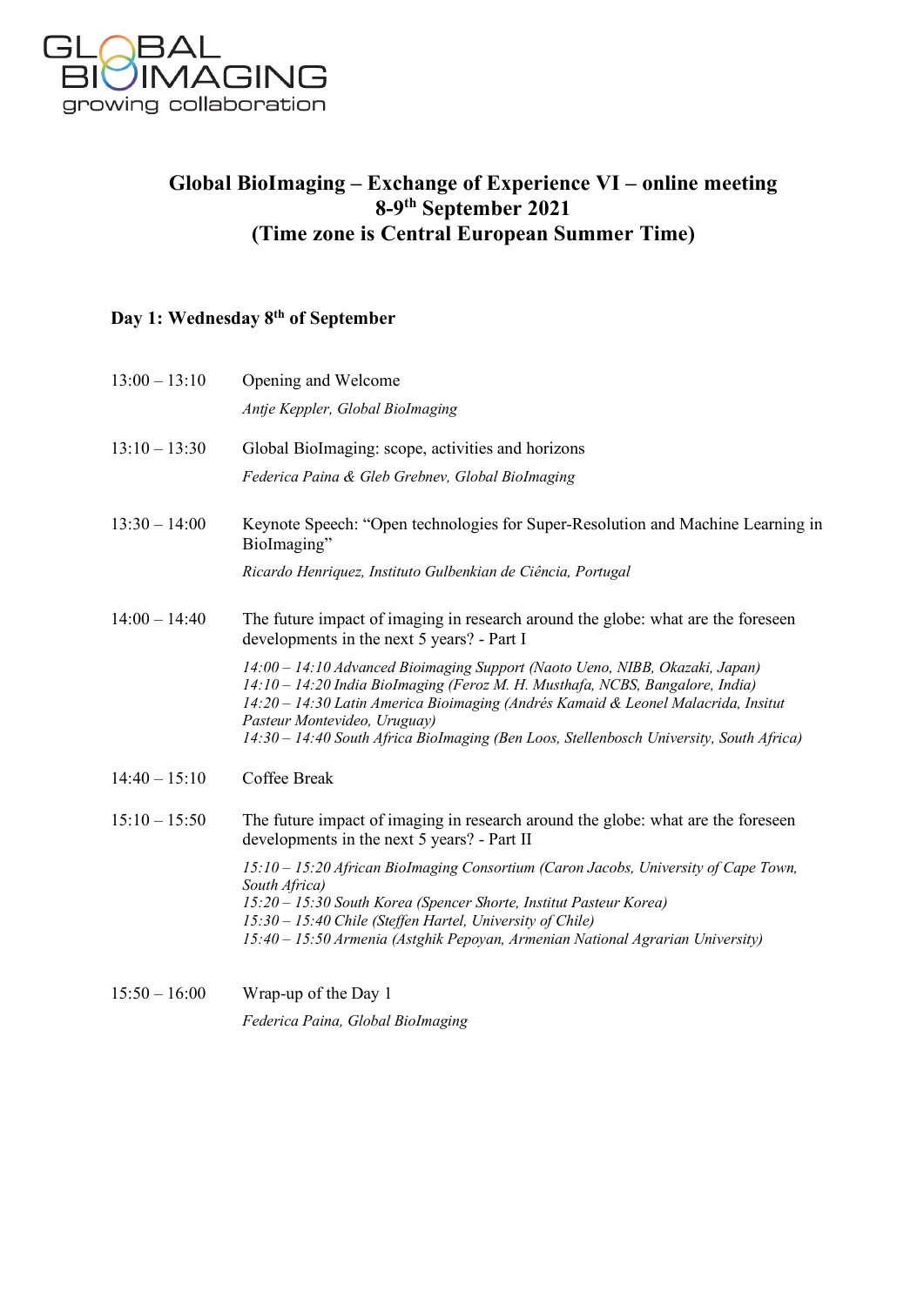GLOBAL BIOIMAGING
growing collaboration

# Global BioImaging – Exchange of Experience VI – online meeting
# 8-9th September 2021
# (Time zone is Central European Summer Time)

## Day 1: Wednesday 8th of September

13:00 – 13:10 Opening and Welcome

*Antje Keppler, Global BioImaging*

13:10 – 13:30 Global BioImaging: scope, activities and horizons

*Federica Paina & Gleb Grebnev, Global BioImaging*

13:30 – 14:00 Keynote Speech: "Open technologies for Super-Resolution and Machine Learning in BioImaging"

*Ricardo Henriquez, Instituto Gulbenkian de Ciência, Portugal*

14:00 – 14:40 The future impact of imaging in research around the globe: what are the foreseen developments in the next 5 years? - Part I

*14:00 – 14:10 Advanced Bioimaging Support (Naoto Ueno, NIBB, Okazaki, Japan)*
*14:10 – 14:20 India BioImaging (Feroz M. H. Musthafa, NCBS, Bangalore, India)*
*14:20 – 14:30 Latin America Bioimaging (Andrés Kamaid & Leonel Malacrida, Insitut Pasteur Montevideo, Uruguay)*
*14:30 – 14:40 South Africa BioImaging (Ben Loos, Stellenbosch University, South Africa)*

14:40 – 15:10 Coffee Break

15:10 – 15:50 The future impact of imaging in research around the globe: what are the foreseen developments in the next 5 years? - Part II

*15:10 – 15:20 African BioImaging Consortium (Caron Jacobs, University of Cape Town, South Africa)*
*15:20 – 15:30 South Korea (Spencer Shorte, Institut Pasteur Korea)*
*15:30 – 15:40 Chile (Steffen Hartel, University of Chile)*
*15:40 – 15:50 Armenia (Astghik Pepoyan, Armenian National Agrarian University)*

15:50 – 16:00 Wrap-up of the Day 1

*Federica Paina, Global BioImaging*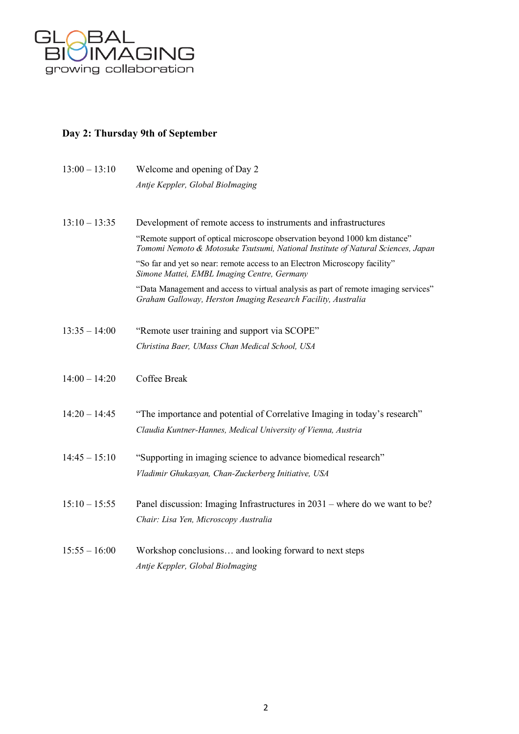GLOBAL BIOIMAGING
growing collaboration

**Day 2: Thursday 9th of September**

| | |
|---|---|
| 13:00 – 13:10 | Welcome and opening of Day 2<br>*Antje Keppler, Global BioImaging* |
| 13:10 – 13:35 | Development of remote access to instruments and infrastructures<br>"Remote support of optical microscope observation beyond 1000 km distance"<br>*Tomomi Nemoto & Motosuke Tsutsumi, National Institute of Natural Sciences, Japan*<br>"So far and yet so near: remote access to an Electron Microscopy facility"<br>*Simone Mattei, EMBL Imaging Centre, Germany*<br>"Data Management and access to virtual analysis as part of remote imaging services"<br>*Graham Galloway, Herston Imaging Research Facility, Australia* |
| 13:35 – 14:00 | "Remote user training and support via SCOPE"<br>*Christina Baer, UMass Chan Medical School, USA* |
| 14:00 – 14:20 | Coffee Break |
| 14:20 – 14:45 | "The importance and potential of Correlative Imaging in today's research"<br>*Claudia Kuntner-Hannes, Medical University of Vienna, Austria* |
| 14:45 – 15:10 | "Supporting in imaging science to advance biomedical research"<br>*Vladimir Ghukasyan, Chan-Zuckerberg Initiative, USA* |
| 15:10 – 15:55 | Panel discussion: Imaging Infrastructures in 2031 – where do we want to be?<br>*Chair: Lisa Yen, Microscopy Australia* |
| 15:55 – 16:00 | Workshop conclusions… and looking forward to next steps<br>*Antje Keppler, Global BioImaging* |